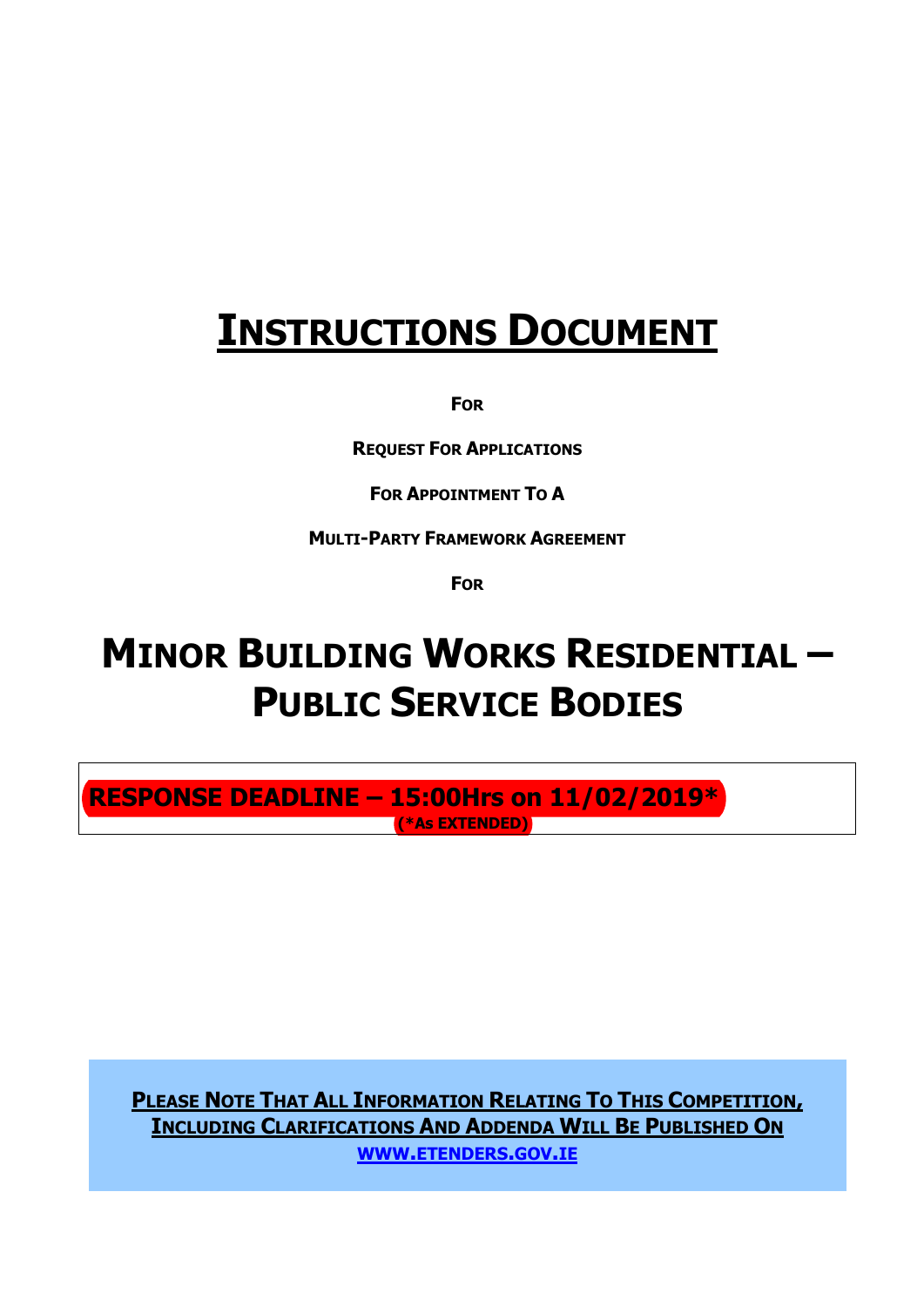# INSTRUCTIONS DOCUMENT

**FOR**

**REQUEST FOR APPLICATIONS**

**FOR APPOINTMENT TO A**

**MULTI-PARTY FRAMEWORK AGREEMENT**

**FOR**

# MINOR BUILDING WORKS RESIDENTIAL – PUBLIC SERVICE BODIES

**RESPONSE DEADLINE – 15:00Hrs on 11/02/2019***
**(*As EXTENDED)**

**PLEASE NOTE THAT ALL INFORMATION RELATING TO THIS COMPETITION, INCLUDING CLARIFICATIONS AND ADDENDA WILL BE PUBLISHED ON WWW.ETENDERS.GOV.IE**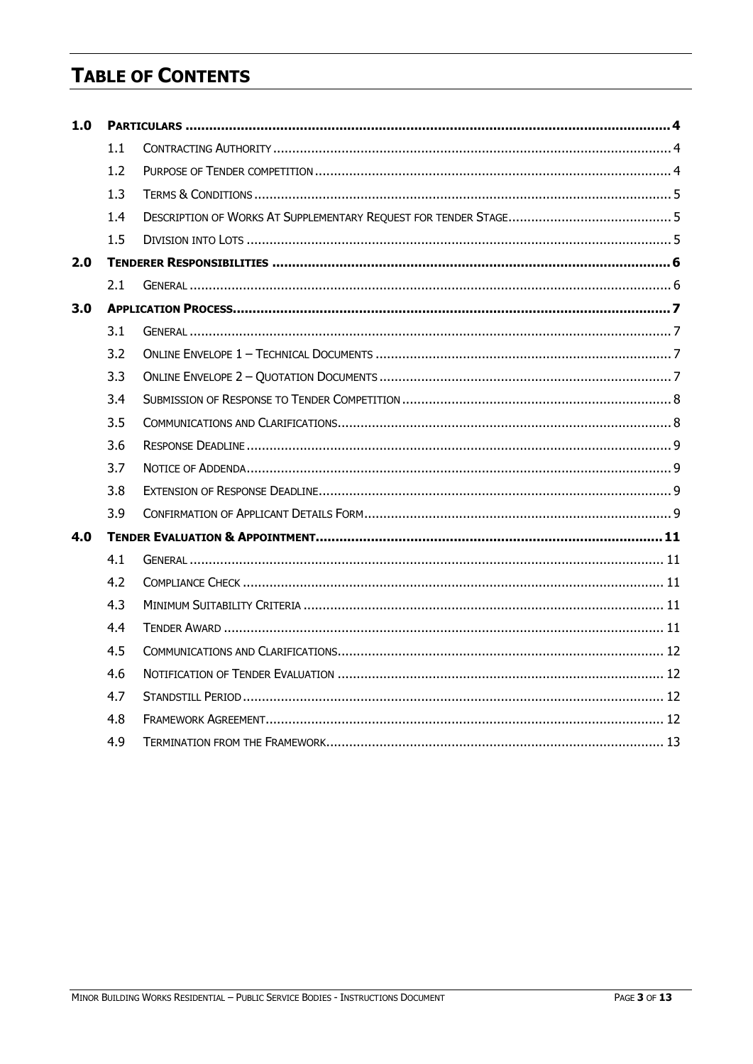# TABLE OF CONTENTS

| | | | |
|---|---|---|---|
| **1.0** | **PARTICULARS** | | **4** |
| | 1.1 | CONTRACTING AUTHORITY | 4 |
| | 1.2 | PURPOSE OF TENDER COMPETITION | 4 |
| | 1.3 | TERMS & CONDITIONS | 5 |
| | 1.4 | DESCRIPTION OF WORKS AT SUPPLEMENTARY REQUEST FOR TENDER STAGE | 5 |
| | 1.5 | DIVISION INTO LOTS | 5 |
| **2.0** | **TENDERER RESPONSIBILITIES** | | **6** |
| | 2.1 | GENERAL | 6 |
| **3.0** | **APPLICATION PROCESS** | | **7** |
| | 3.1 | GENERAL | 7 |
| | 3.2 | ONLINE ENVELOPE 1 – TECHNICAL DOCUMENTS | 7 |
| | 3.3 | ONLINE ENVELOPE 2 – QUOTATION DOCUMENTS | 7 |
| | 3.4 | SUBMISSION OF RESPONSE TO TENDER COMPETITION | 8 |
| | 3.5 | COMMUNICATIONS AND CLARIFICATIONS | 8 |
| | 3.6 | RESPONSE DEADLINE | 9 |
| | 3.7 | NOTICE OF ADDENDA | 9 |
| | 3.8 | EXTENSION OF RESPONSE DEADLINE | 9 |
| | 3.9 | CONFIRMATION OF APPLICANT DETAILS FORM | 9 |
| **4.0** | **TENDER EVALUATION & APPOINTMENT** | | **11** |
| | 4.1 | GENERAL | 11 |
| | 4.2 | COMPLIANCE CHECK | 11 |
| | 4.3 | MINIMUM SUITABILITY CRITERIA | 11 |
| | 4.4 | TENDER AWARD | 11 |
| | 4.5 | COMMUNICATIONS AND CLARIFICATIONS | 12 |
| | 4.6 | NOTIFICATION OF TENDER EVALUATION | 12 |
| | 4.7 | STANDSTILL PERIOD | 12 |
| | 4.8 | FRAMEWORK AGREEMENT | 12 |
| | 4.9 | TERMINATION FROM THE FRAMEWORK | 13 |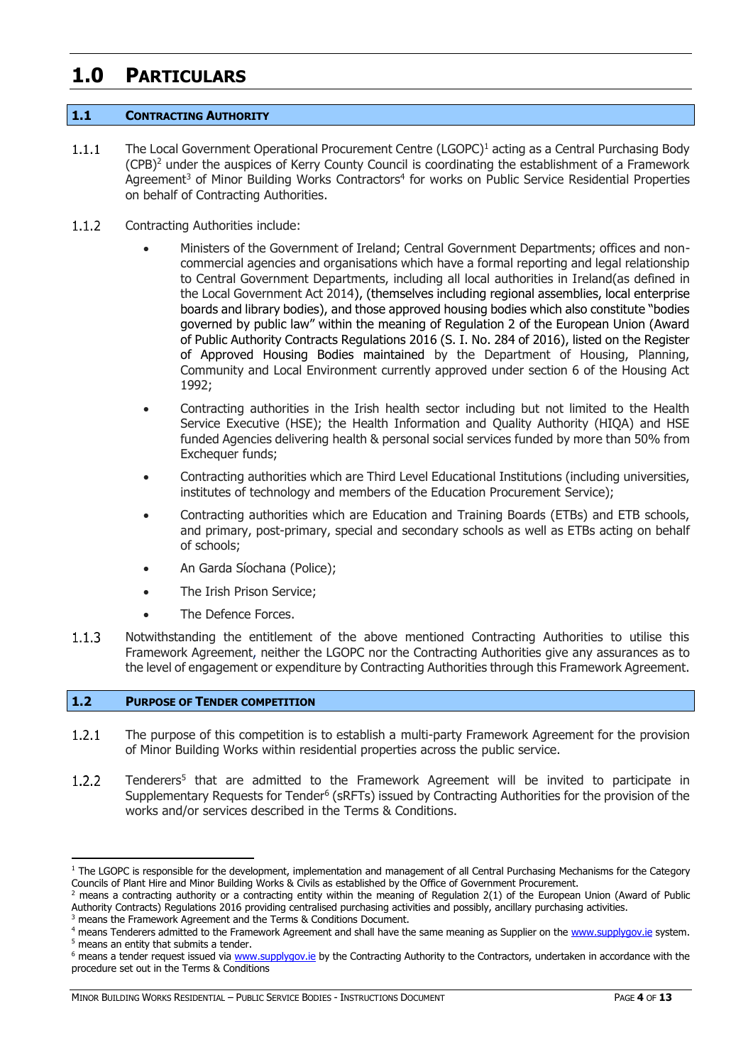# 1.0 PARTICULARS

## 1.1 CONTRACTING AUTHORITY

1.1.1 The Local Government Operational Procurement Centre (LGOPC)[1] acting as a Central Purchasing Body (CPB)[2] under the auspices of Kerry County Council is coordinating the establishment of a Framework Agreement[3] of Minor Building Works Contractors[4] for works on Public Service Residential Properties on behalf of Contracting Authorities.

1.1.2 Contracting Authorities include:

- Ministers of the Government of Ireland; Central Government Departments; offices and non-commercial agencies and organisations which have a formal reporting and legal relationship to Central Government Departments, including all local authorities in Ireland(as defined in the Local Government Act 2014), (themselves including regional assemblies, local enterprise boards and library bodies), and those approved housing bodies which also constitute "bodies governed by public law" within the meaning of Regulation 2 of the European Union (Award of Public Authority Contracts Regulations 2016 (S. I. No. 284 of 2016), listed on the Register of Approved Housing Bodies maintained by the Department of Housing, Planning, Community and Local Environment currently approved under section 6 of the Housing Act 1992;
- Contracting authorities in the Irish health sector including but not limited to the Health Service Executive (HSE); the Health Information and Quality Authority (HIQA) and HSE funded Agencies delivering health & personal social services funded by more than 50% from Exchequer funds;
- Contracting authorities which are Third Level Educational Institutions (including universities, institutes of technology and members of the Education Procurement Service);
- Contracting authorities which are Education and Training Boards (ETBs) and ETB schools, and primary, post-primary, special and secondary schools as well as ETBs acting on behalf of schools;
- An Garda Síochana (Police);
- The Irish Prison Service;
- The Defence Forces.

1.1.3 Notwithstanding the entitlement of the above mentioned Contracting Authorities to utilise this Framework Agreement, neither the LGOPC nor the Contracting Authorities give any assurances as to the level of engagement or expenditure by Contracting Authorities through this Framework Agreement.

## 1.2 PURPOSE OF TENDER COMPETITION

1.2.1 The purpose of this competition is to establish a multi-party Framework Agreement for the provision of Minor Building Works within residential properties across the public service.

1.2.2 Tenderers[5] that are admitted to the Framework Agreement will be invited to participate in Supplementary Requests for Tender[6] (sRFTs) issued by Contracting Authorities for the provision of the works and/or services described in the Terms & Conditions.

---

[1] The LGOPC is responsible for the development, implementation and management of all Central Purchasing Mechanisms for the Category Councils of Plant Hire and Minor Building Works & Civils as established by the Office of Government Procurement.

[2] means a contracting authority or a contracting entity within the meaning of Regulation 2(1) of the European Union (Award of Public Authority Contracts) Regulations 2016 providing centralised purchasing activities and possibly, ancillary purchasing activities.

[3] means the Framework Agreement and the Terms & Conditions Document.

[4] means Tenderers admitted to the Framework Agreement and shall have the same meaning as Supplier on the www.supplygov.ie system.

[5] means an entity that submits a tender.

[6] means a tender request issued via www.supplygov.ie by the Contracting Authority to the Contractors, undertaken in accordance with the procedure set out in the Terms & Conditions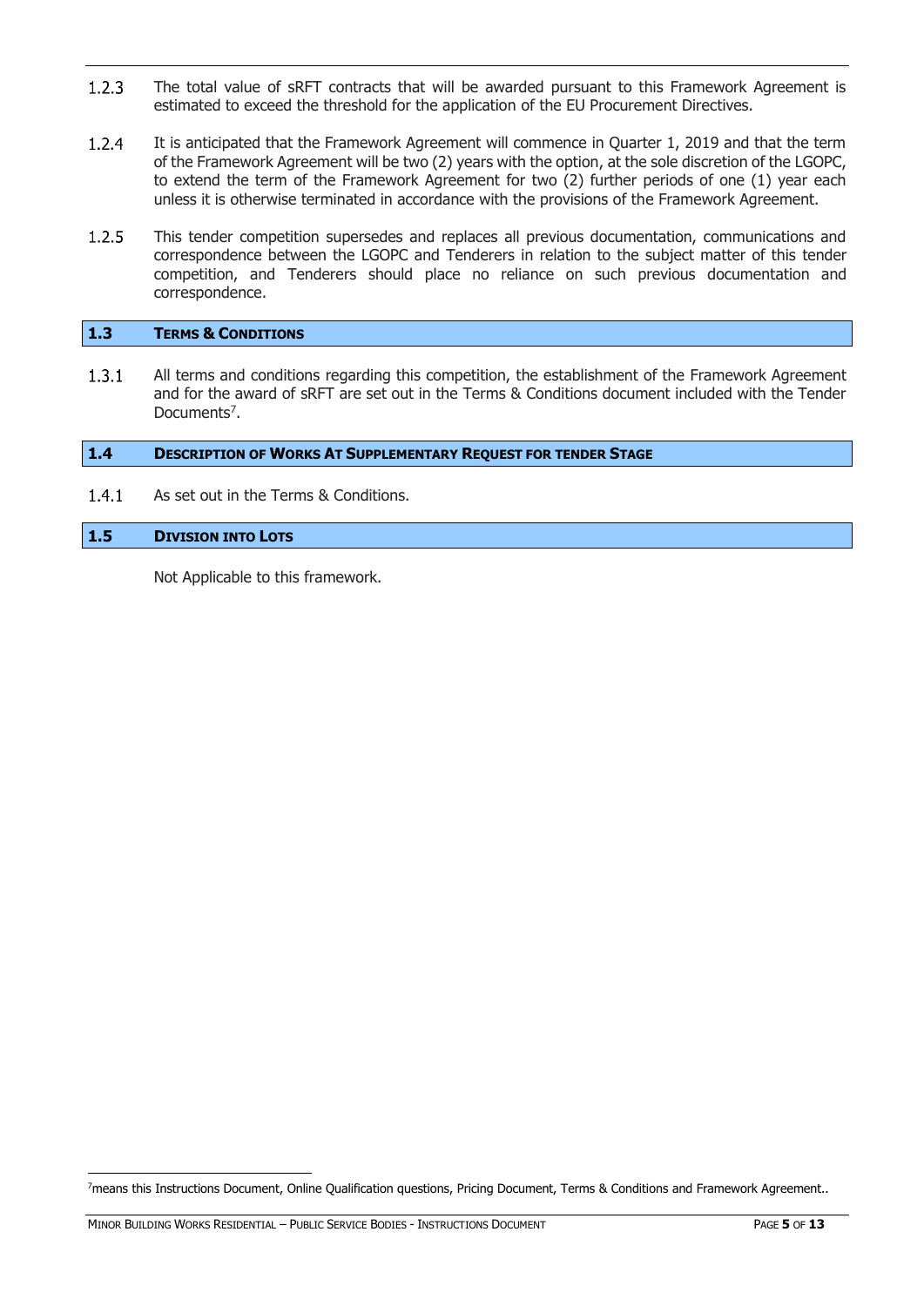1.2.3 The total value of sRFT contracts that will be awarded pursuant to this Framework Agreement is estimated to exceed the threshold for the application of the EU Procurement Directives.

1.2.4 It is anticipated that the Framework Agreement will commence in Quarter 1, 2019 and that the term of the Framework Agreement will be two (2) years with the option, at the sole discretion of the LGOPC, to extend the term of the Framework Agreement for two (2) further periods of one (1) year each unless it is otherwise terminated in accordance with the provisions of the Framework Agreement.

1.2.5 This tender competition supersedes and replaces all previous documentation, communications and correspondence between the LGOPC and Tenderers in relation to the subject matter of this tender competition, and Tenderers should place no reliance on such previous documentation and correspondence.

## 1.3 TERMS & CONDITIONS

1.3.1 All terms and conditions regarding this competition, the establishment of the Framework Agreement and for the award of sRFT are set out in the Terms & Conditions document included with the Tender Documents[7].

## 1.4 DESCRIPTION OF WORKS AT SUPPLEMENTARY REQUEST FOR TENDER STAGE

1.4.1 As set out in the Terms & Conditions.

## 1.5 DIVISION INTO LOTS

Not Applicable to this framework.

[7] means this Instructions Document, Online Qualification questions, Pricing Document, Terms & Conditions and Framework Agreement..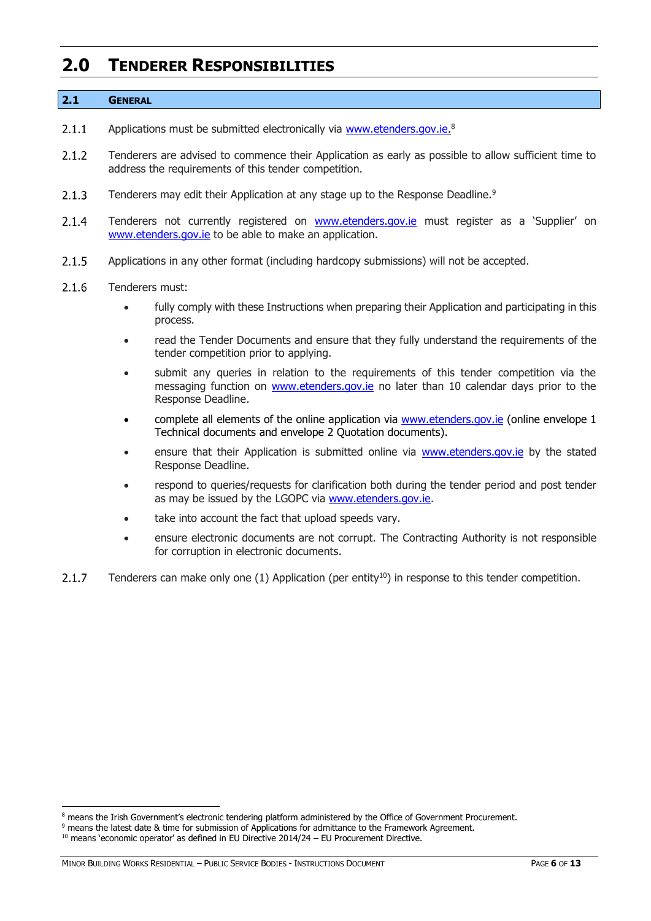# 2.0 TENDERER RESPONSIBILITIES

## 2.1 GENERAL

2.1.1 Applications must be submitted electronically via www.etenders.gov.ie.[8]

2.1.2 Tenderers are advised to commence their Application as early as possible to allow sufficient time to address the requirements of this tender competition.

2.1.3 Tenderers may edit their Application at any stage up to the Response Deadline.[9]

2.1.4 Tenderers not currently registered on www.etenders.gov.ie must register as a 'Supplier' on www.etenders.gov.ie to be able to make an application.

2.1.5 Applications in any other format (including hardcopy submissions) will not be accepted.

2.1.6 Tenderers must:

- fully comply with these Instructions when preparing their Application and participating in this process.
- read the Tender Documents and ensure that they fully understand the requirements of the tender competition prior to applying.
- submit any queries in relation to the requirements of this tender competition via the messaging function on www.etenders.gov.ie no later than 10 calendar days prior to the Response Deadline.
- complete all elements of the online application via www.etenders.gov.ie (online envelope 1 Technical documents and envelope 2 Quotation documents).
- ensure that their Application is submitted online via www.etenders.gov.ie by the stated Response Deadline.
- respond to queries/requests for clarification both during the tender period and post tender as may be issued by the LGOPC via www.etenders.gov.ie.
- take into account the fact that upload speeds vary.
- ensure electronic documents are not corrupt. The Contracting Authority is not responsible for corruption in electronic documents.

2.1.7 Tenderers can make only one (1) Application (per entity[10]) in response to this tender competition.

---

[8] means the Irish Government's electronic tendering platform administered by the Office of Government Procurement.
[9] means the latest date & time for submission of Applications for admittance to the Framework Agreement.
[10] means 'economic operator' as defined in EU Directive 2014/24 – EU Procurement Directive.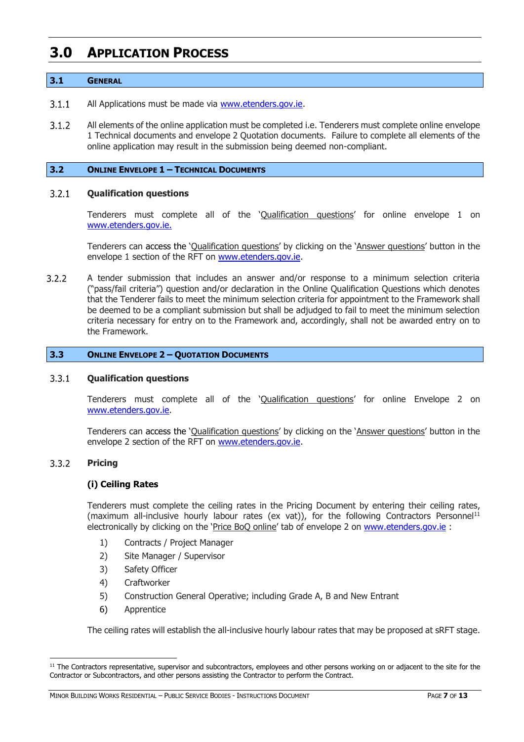# 3.0 Application Process

## 3.1 General

3.1.1 All Applications must be made via www.etenders.gov.ie.

3.1.2 All elements of the online application must be completed i.e. Tenderers must complete online envelope 1 Technical documents and envelope 2 Quotation documents. Failure to complete all elements of the online application may result in the submission being deemed non-compliant.

## 3.2 Online Envelope 1 – Technical Documents

### 3.2.1 Qualification questions

Tenderers must complete all of the 'Qualification questions' for online envelope 1 on www.etenders.gov.ie.

Tenderers can access the 'Qualification questions' by clicking on the 'Answer questions' button in the envelope 1 section of the RFT on www.etenders.gov.ie.

3.2.2 A tender submission that includes an answer and/or response to a minimum selection criteria ("pass/fail criteria") question and/or declaration in the Online Qualification Questions which denotes that the Tenderer fails to meet the minimum selection criteria for appointment to the Framework shall be deemed to be a compliant submission but shall be adjudged to fail to meet the minimum selection criteria necessary for entry on to the Framework and, accordingly, shall not be awarded entry on to the Framework.

## 3.3 Online Envelope 2 – Quotation Documents

### 3.3.1 Qualification questions

Tenderers must complete all of the 'Qualification questions' for online Envelope 2 on www.etenders.gov.ie.

Tenderers can access the 'Qualification questions' by clicking on the 'Answer questions' button in the envelope 2 section of the RFT on www.etenders.gov.ie.

### 3.3.2 Pricing

**(i) Ceiling Rates**

Tenderers must complete the ceiling rates in the Pricing Document by entering their ceiling rates, (maximum all-inclusive hourly labour rates (ex vat)), for the following Contractors Personnel[11] electronically by clicking on the 'Price BoQ online' tab of envelope 2 on www.etenders.gov.ie :

1) Contracts / Project Manager
2) Site Manager / Supervisor
3) Safety Officer
4) Craftworker
5) Construction General Operative; including Grade A, B and New Entrant
6) Apprentice

The ceiling rates will establish the all-inclusive hourly labour rates that may be proposed at sRFT stage.

---

[11] The Contractors representative, supervisor and subcontractors, employees and other persons working on or adjacent to the site for the Contractor or Subcontractors, and other persons assisting the Contractor to perform the Contract.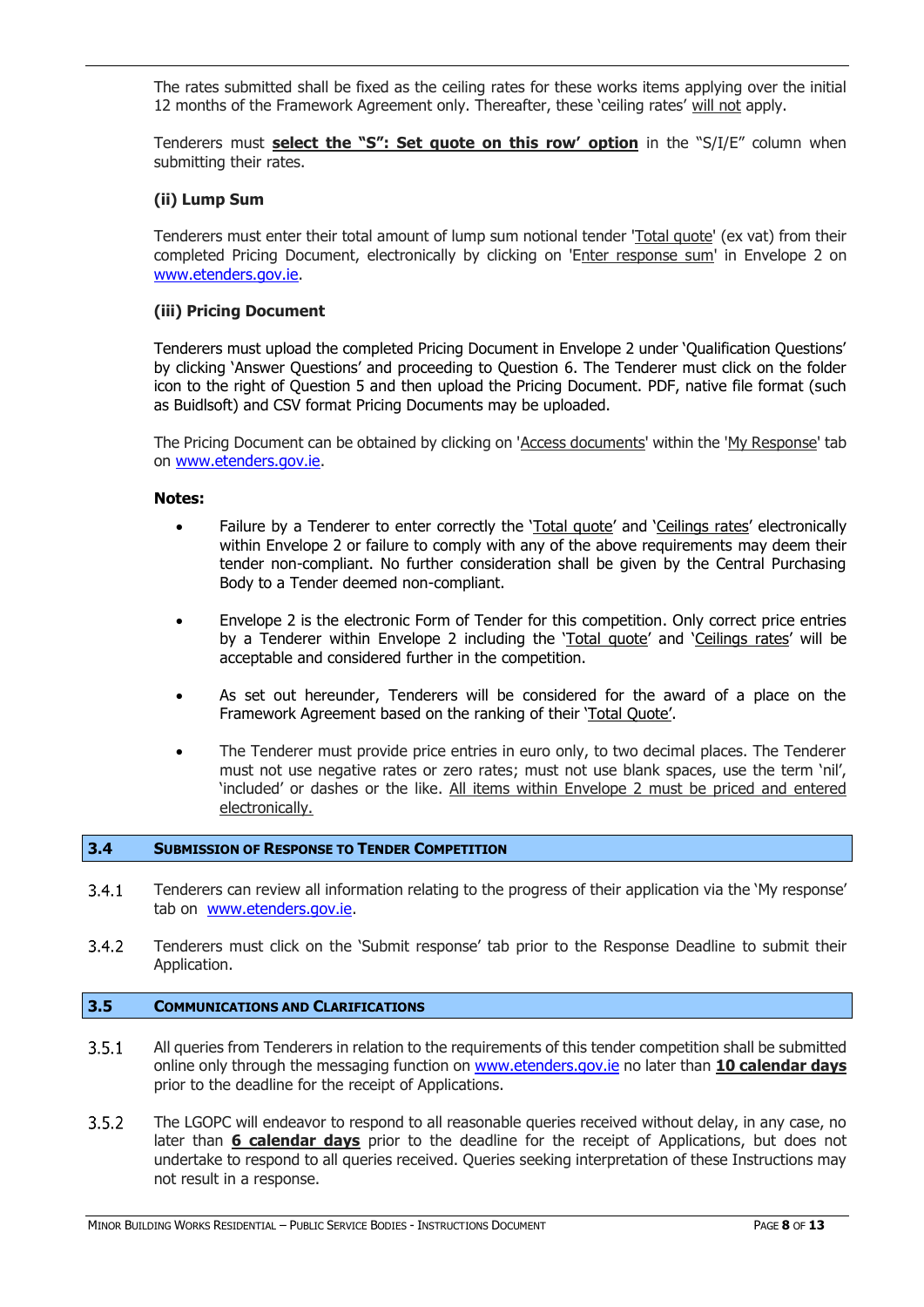The rates submitted shall be fixed as the ceiling rates for these works items applying over the initial 12 months of the Framework Agreement only. Thereafter, these 'ceiling rates' will not apply.

Tenderers must **select the "S": Set quote on this row' option** in the "S/I/E" column when submitting their rates.

**(ii) Lump Sum**

Tenderers must enter their total amount of lump sum notional tender 'Total quote' (ex vat) from their completed Pricing Document, electronically by clicking on 'Enter response sum' in Envelope 2 on www.etenders.gov.ie.

**(iii) Pricing Document**

Tenderers must upload the completed Pricing Document in Envelope 2 under 'Qualification Questions' by clicking 'Answer Questions' and proceeding to Question 6. The Tenderer must click on the folder icon to the right of Question 5 and then upload the Pricing Document. PDF, native file format (such as Buidlsoft) and CSV format Pricing Documents may be uploaded.

The Pricing Document can be obtained by clicking on 'Access documents' within the 'My Response' tab on www.etenders.gov.ie.

**Notes:**

- Failure by a Tenderer to enter correctly the 'Total quote' and 'Ceilings rates' electronically within Envelope 2 or failure to comply with any of the above requirements may deem their tender non-compliant. No further consideration shall be given by the Central Purchasing Body to a Tender deemed non-compliant.
- Envelope 2 is the electronic Form of Tender for this competition. Only correct price entries by a Tenderer within Envelope 2 including the 'Total quote' and 'Ceilings rates' will be acceptable and considered further in the competition.
- As set out hereunder, Tenderers will be considered for the award of a place on the Framework Agreement based on the ranking of their 'Total Quote'.
- The Tenderer must provide price entries in euro only, to two decimal places. The Tenderer must not use negative rates or zero rates; must not use blank spaces, use the term 'nil', 'included' or dashes or the like. All items within Envelope 2 must be priced and entered electronically.

## 3.4 SUBMISSION OF RESPONSE TO TENDER COMPETITION

3.4.1 Tenderers can review all information relating to the progress of their application via the 'My response' tab on www.etenders.gov.ie.

3.4.2 Tenderers must click on the 'Submit response' tab prior to the Response Deadline to submit their Application.

## 3.5 COMMUNICATIONS AND CLARIFICATIONS

3.5.1 All queries from Tenderers in relation to the requirements of this tender competition shall be submitted online only through the messaging function on www.etenders.gov.ie no later than **10 calendar days** prior to the deadline for the receipt of Applications.

3.5.2 The LGOPC will endeavor to respond to all reasonable queries received without delay, in any case, no later than **6 calendar days** prior to the deadline for the receipt of Applications, but does not undertake to respond to all queries received. Queries seeking interpretation of these Instructions may not result in a response.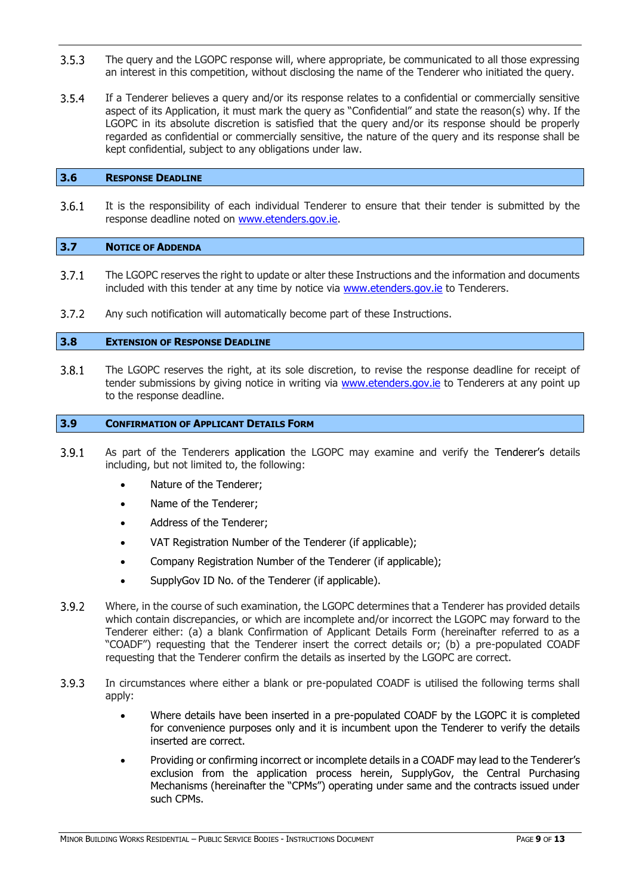3.5.3 The query and the LGOPC response will, where appropriate, be communicated to all those expressing an interest in this competition, without disclosing the name of the Tenderer who initiated the query.

3.5.4 If a Tenderer believes a query and/or its response relates to a confidential or commercially sensitive aspect of its Application, it must mark the query as "Confidential" and state the reason(s) why. If the LGOPC in its absolute discretion is satisfied that the query and/or its response should be properly regarded as confidential or commercially sensitive, the nature of the query and its response shall be kept confidential, subject to any obligations under law.

## 3.6 Response Deadline

3.6.1 It is the responsibility of each individual Tenderer to ensure that their tender is submitted by the response deadline noted on www.etenders.gov.ie.

## 3.7 Notice of Addenda

3.7.1 The LGOPC reserves the right to update or alter these Instructions and the information and documents included with this tender at any time by notice via www.etenders.gov.ie to Tenderers.

3.7.2 Any such notification will automatically become part of these Instructions.

## 3.8 Extension of Response Deadline

3.8.1 The LGOPC reserves the right, at its sole discretion, to revise the response deadline for receipt of tender submissions by giving notice in writing via www.etenders.gov.ie to Tenderers at any point up to the response deadline.

## 3.9 Confirmation of Applicant Details Form

3.9.1 As part of the Tenderers application the LGOPC may examine and verify the Tenderer's details including, but not limited to, the following:

- Nature of the Tenderer;
- Name of the Tenderer;
- Address of the Tenderer;
- VAT Registration Number of the Tenderer (if applicable);
- Company Registration Number of the Tenderer (if applicable);
- SupplyGov ID No. of the Tenderer (if applicable).

3.9.2 Where, in the course of such examination, the LGOPC determines that a Tenderer has provided details which contain discrepancies, or which are incomplete and/or incorrect the LGOPC may forward to the Tenderer either: (a) a blank Confirmation of Applicant Details Form (hereinafter referred to as a "COADF") requesting that the Tenderer insert the correct details or; (b) a pre-populated COADF requesting that the Tenderer confirm the details as inserted by the LGOPC are correct.

3.9.3 In circumstances where either a blank or pre-populated COADF is utilised the following terms shall apply:

- Where details have been inserted in a pre-populated COADF by the LGOPC it is completed for convenience purposes only and it is incumbent upon the Tenderer to verify the details inserted are correct.
- Providing or confirming incorrect or incomplete details in a COADF may lead to the Tenderer's exclusion from the application process herein, SupplyGov, the Central Purchasing Mechanisms (hereinafter the "CPMs") operating under same and the contracts issued under such CPMs.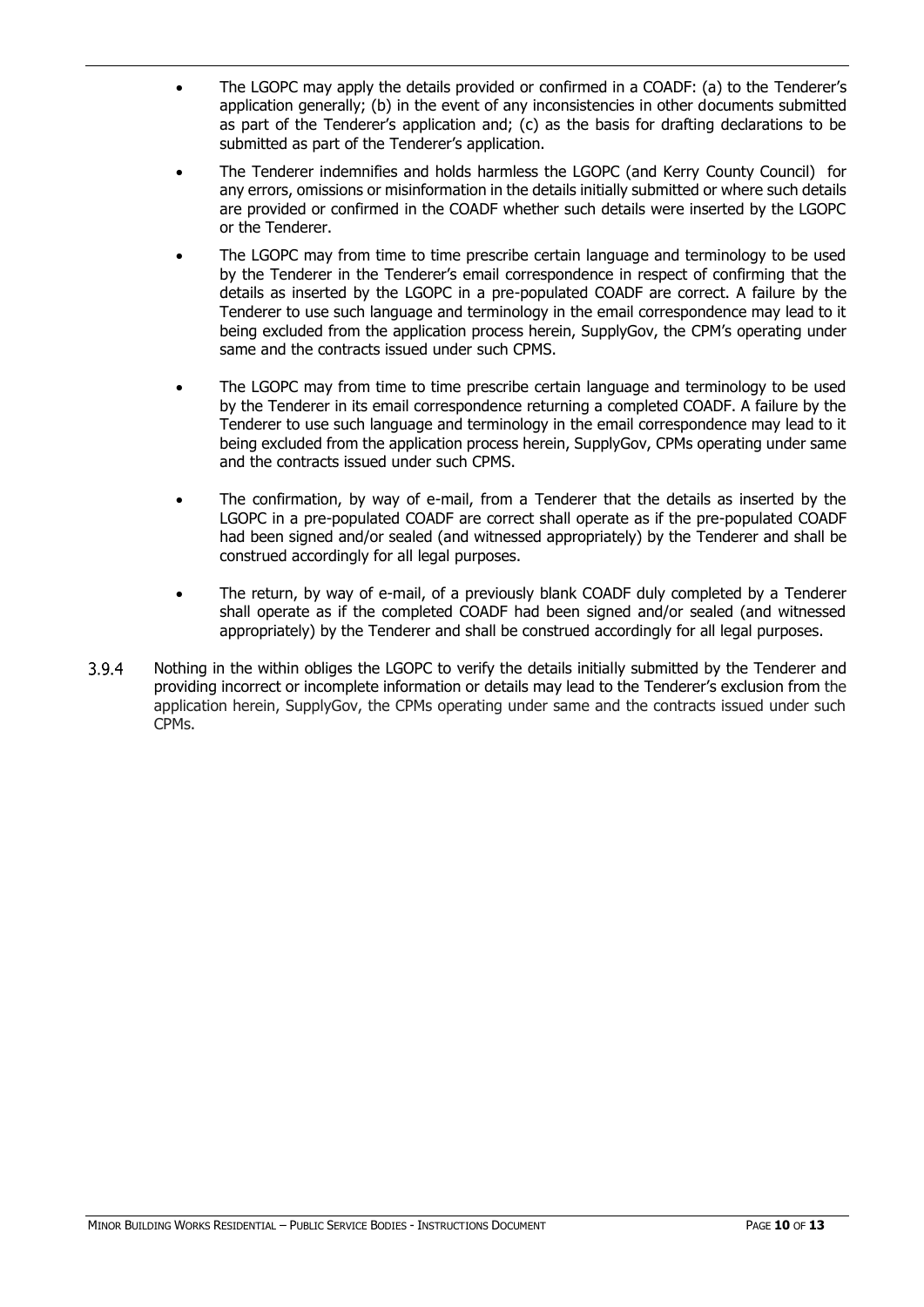- The LGOPC may apply the details provided or confirmed in a COADF: (a) to the Tenderer's application generally; (b) in the event of any inconsistencies in other documents submitted as part of the Tenderer's application and; (c) as the basis for drafting declarations to be submitted as part of the Tenderer's application.
- The Tenderer indemnifies and holds harmless the LGOPC (and Kerry County Council) for any errors, omissions or misinformation in the details initially submitted or where such details are provided or confirmed in the COADF whether such details were inserted by the LGOPC or the Tenderer.
- The LGOPC may from time to time prescribe certain language and terminology to be used by the Tenderer in the Tenderer's email correspondence in respect of confirming that the details as inserted by the LGOPC in a pre-populated COADF are correct. A failure by the Tenderer to use such language and terminology in the email correspondence may lead to it being excluded from the application process herein, SupplyGov, the CPM's operating under same and the contracts issued under such CPMS.
- The LGOPC may from time to time prescribe certain language and terminology to be used by the Tenderer in its email correspondence returning a completed COADF. A failure by the Tenderer to use such language and terminology in the email correspondence may lead to it being excluded from the application process herein, SupplyGov, CPMs operating under same and the contracts issued under such CPMS.
- The confirmation, by way of e-mail, from a Tenderer that the details as inserted by the LGOPC in a pre-populated COADF are correct shall operate as if the pre-populated COADF had been signed and/or sealed (and witnessed appropriately) by the Tenderer and shall be construed accordingly for all legal purposes.
- The return, by way of e-mail, of a previously blank COADF duly completed by a Tenderer shall operate as if the completed COADF had been signed and/or sealed (and witnessed appropriately) by the Tenderer and shall be construed accordingly for all legal purposes.

3.9.4 Nothing in the within obliges the LGOPC to verify the details initially submitted by the Tenderer and providing incorrect or incomplete information or details may lead to the Tenderer's exclusion from the application herein, SupplyGov, the CPMs operating under same and the contracts issued under such CPMs.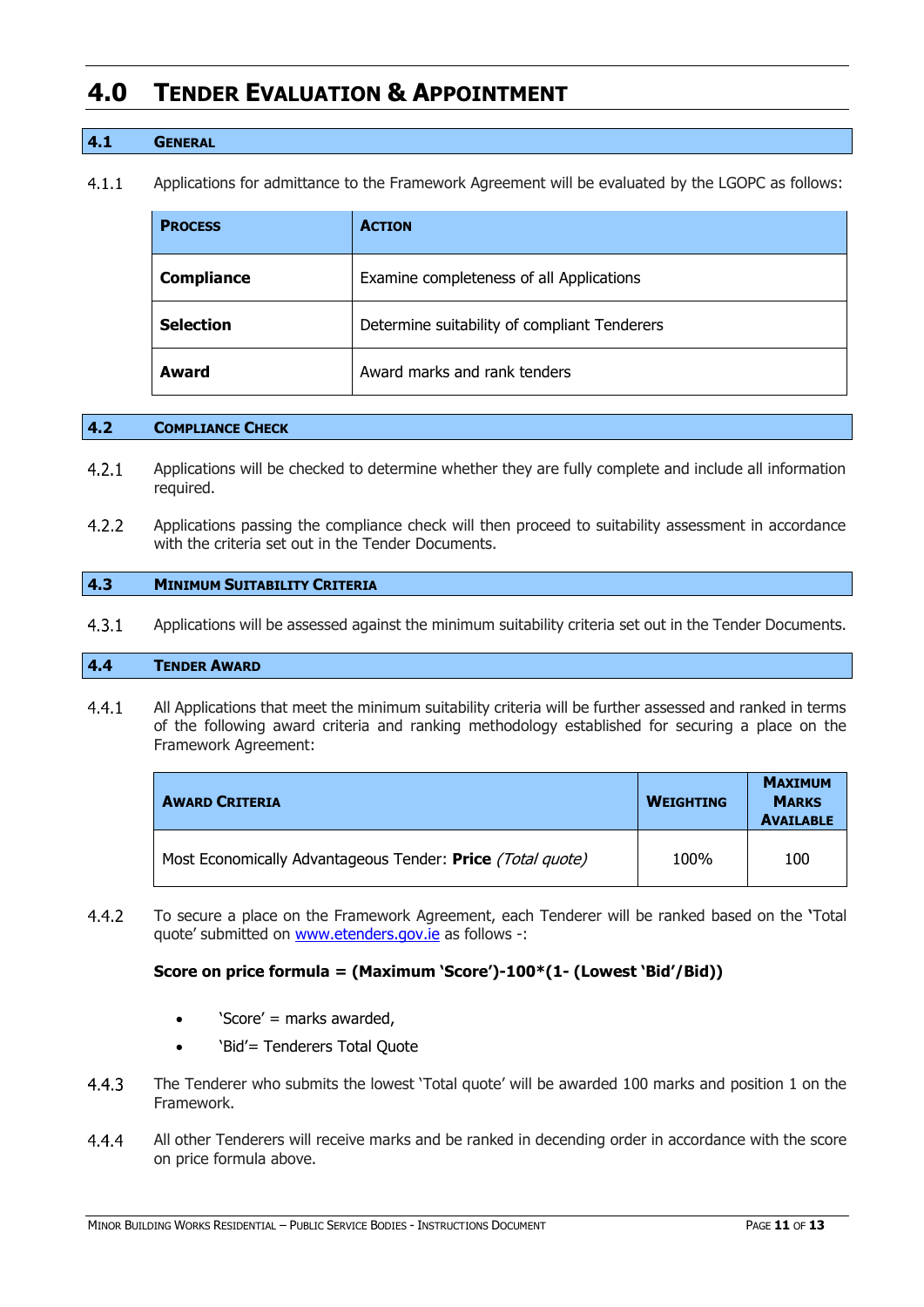# 4.0 TENDER EVALUATION & APPOINTMENT

## 4.1 GENERAL

4.1.1 Applications for admittance to the Framework Agreement will be evaluated by the LGOPC as follows:

| PROCESS | ACTION |
|---|---|
| **Compliance** | Examine completeness of all Applications |
| **Selection** | Determine suitability of compliant Tenderers |
| **Award** | Award marks and rank tenders |

## 4.2 COMPLIANCE CHECK

4.2.1 Applications will be checked to determine whether they are fully complete and include all information required.

4.2.2 Applications passing the compliance check will then proceed to suitability assessment in accordance with the criteria set out in the Tender Documents.

## 4.3 MINIMUM SUITABILITY CRITERIA

4.3.1 Applications will be assessed against the minimum suitability criteria set out in the Tender Documents.

## 4.4 TENDER AWARD

4.4.1 All Applications that meet the minimum suitability criteria will be further assessed and ranked in terms of the following award criteria and ranking methodology established for securing a place on the Framework Agreement:

| AWARD CRITERIA | WEIGHTING | MAXIMUM MARKS AVAILABLE |
|---|---|---|
| Most Economically Advantageous Tender: **Price** *(Total quote)* | 100% | 100 |

4.4.2 To secure a place on the Framework Agreement, each Tenderer will be ranked based on the **'**Total quote' submitted on [www.etenders.gov.ie](http://www.etenders.gov.ie) as follows -:

**Score on price formula = (Maximum 'Score')-100*(1- (Lowest 'Bid'/Bid))**

- 'Score' = marks awarded,
- 'Bid'= Tenderers Total Quote

4.4.3 The Tenderer who submits the lowest 'Total quote' will be awarded 100 marks and position 1 on the Framework.

4.4.4 All other Tenderers will receive marks and be ranked in decending order in accordance with the score on price formula above.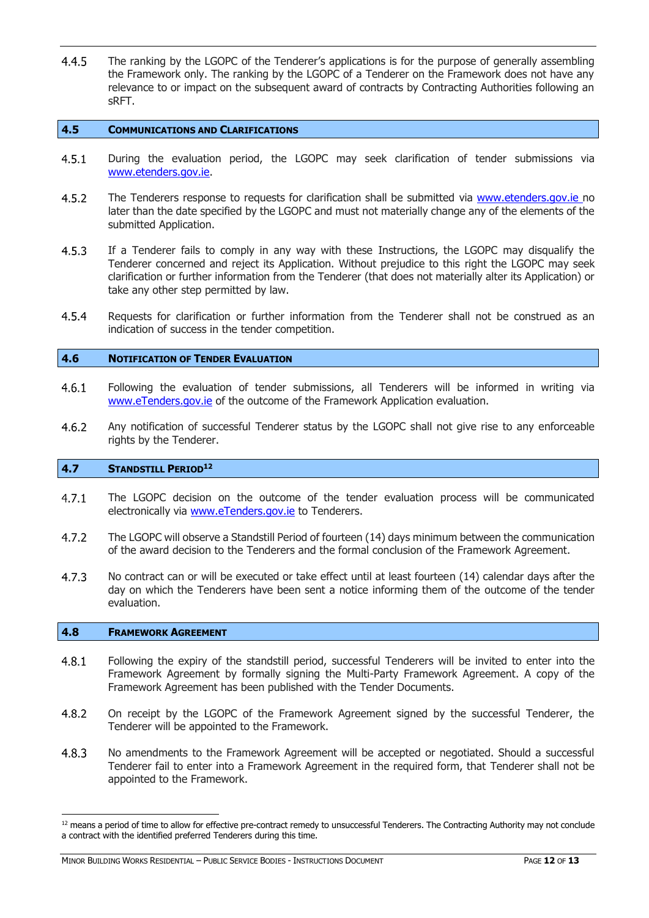4.4.5 The ranking by the LGOPC of the Tenderer's applications is for the purpose of generally assembling the Framework only. The ranking by the LGOPC of a Tenderer on the Framework does not have any relevance to or impact on the subsequent award of contracts by Contracting Authorities following an sRFT.

## 4.5 COMMUNICATIONS AND CLARIFICATIONS

4.5.1 During the evaluation period, the LGOPC may seek clarification of tender submissions via www.etenders.gov.ie.

4.5.2 The Tenderers response to requests for clarification shall be submitted via www.etenders.gov.ie no later than the date specified by the LGOPC and must not materially change any of the elements of the submitted Application.

4.5.3 If a Tenderer fails to comply in any way with these Instructions, the LGOPC may disqualify the Tenderer concerned and reject its Application. Without prejudice to this right the LGOPC may seek clarification or further information from the Tenderer (that does not materially alter its Application) or take any other step permitted by law.

4.5.4 Requests for clarification or further information from the Tenderer shall not be construed as an indication of success in the tender competition.

## 4.6 NOTIFICATION OF TENDER EVALUATION

4.6.1 Following the evaluation of tender submissions, all Tenderers will be informed in writing via www.eTenders.gov.ie of the outcome of the Framework Application evaluation.

4.6.2 Any notification of successful Tenderer status by the LGOPC shall not give rise to any enforceable rights by the Tenderer.

## 4.7 STANDSTILL PERIOD[12]

4.7.1 The LGOPC decision on the outcome of the tender evaluation process will be communicated electronically via www.eTenders.gov.ie to Tenderers.

4.7.2 The LGOPC will observe a Standstill Period of fourteen (14) days minimum between the communication of the award decision to the Tenderers and the formal conclusion of the Framework Agreement.

4.7.3 No contract can or will be executed or take effect until at least fourteen (14) calendar days after the day on which the Tenderers have been sent a notice informing them of the outcome of the tender evaluation.

## 4.8 FRAMEWORK AGREEMENT

4.8.1 Following the expiry of the standstill period, successful Tenderers will be invited to enter into the Framework Agreement by formally signing the Multi-Party Framework Agreement. A copy of the Framework Agreement has been published with the Tender Documents.

4.8.2 On receipt by the LGOPC of the Framework Agreement signed by the successful Tenderer, the Tenderer will be appointed to the Framework.

4.8.3 No amendments to the Framework Agreement will be accepted or negotiated. Should a successful Tenderer fail to enter into a Framework Agreement in the required form, that Tenderer shall not be appointed to the Framework.

---

[12] means a period of time to allow for effective pre-contract remedy to unsuccessful Tenderers. The Contracting Authority may not conclude a contract with the identified preferred Tenderers during this time.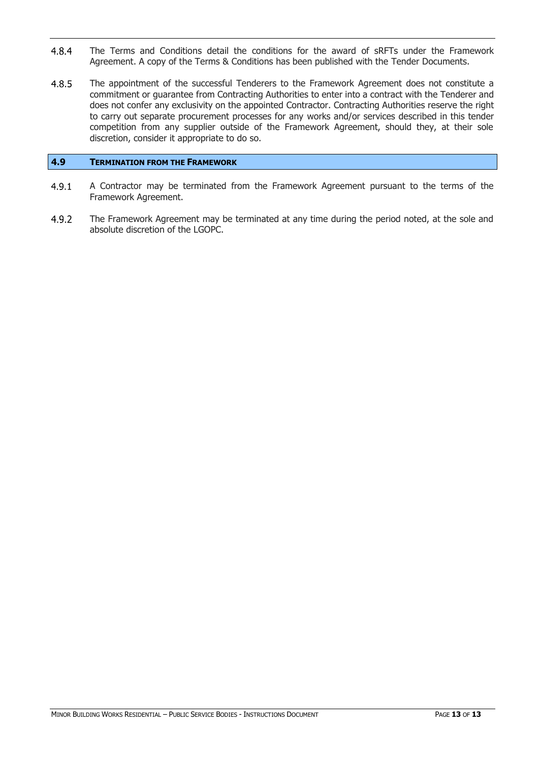4.8.4 The Terms and Conditions detail the conditions for the award of sRFTs under the Framework Agreement. A copy of the Terms & Conditions has been published with the Tender Documents.

4.8.5 The appointment of the successful Tenderers to the Framework Agreement does not constitute a commitment or guarantee from Contracting Authorities to enter into a contract with the Tenderer and does not confer any exclusivity on the appointed Contractor. Contracting Authorities reserve the right to carry out separate procurement processes for any works and/or services described in this tender competition from any supplier outside of the Framework Agreement, should they, at their sole discretion, consider it appropriate to do so.

## 4.9 TERMINATION FROM THE FRAMEWORK

4.9.1 A Contractor may be terminated from the Framework Agreement pursuant to the terms of the Framework Agreement.

4.9.2 The Framework Agreement may be terminated at any time during the period noted, at the sole and absolute discretion of the LGOPC.